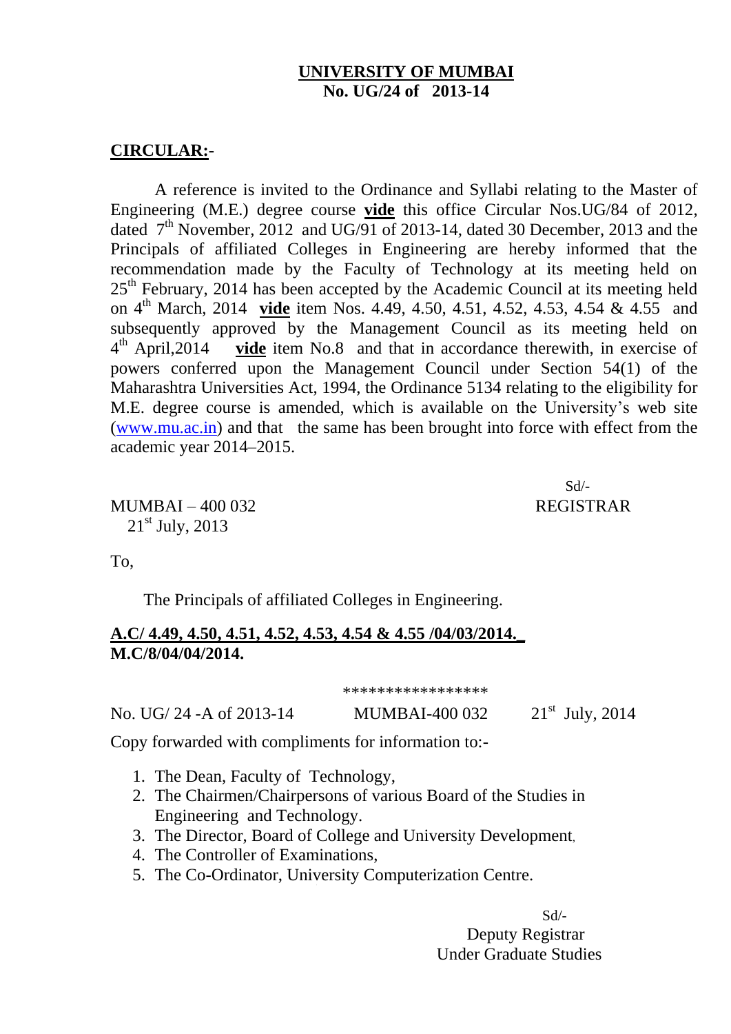**UNIVERSITY OF MUMBAI**
**No. UG/24 of 2013-14**

**CIRCULAR:-**

A reference is invited to the Ordinance and Syllabi relating to the Master of Engineering (M.E.) degree course **vide** this office Circular Nos.UG/84 of 2012, dated 7th November, 2012 and UG/91 of 2013-14, dated 30 December, 2013 and the Principals of affiliated Colleges in Engineering are hereby informed that the recommendation made by the Faculty of Technology at its meeting held on 25th February, 2014 has been accepted by the Academic Council at its meeting held on 4th March, 2014 **vide** item Nos. 4.49, 4.50, 4.51, 4.52, 4.53, 4.54 & 4.55 and subsequently approved by the Management Council as its meeting held on 4th April,2014 **vide** item No.8 and that in accordance therewith, in exercise of powers conferred upon the Management Council under Section 54(1) of the Maharashtra Universities Act, 1994, the Ordinance 5134 relating to the eligibility for M.E. degree course is amended, which is available on the University's web site (www.mu.ac.in) and that the same has been brought into force with effect from the academic year 2014–2015.

Sd/-
REGISTRAR

MUMBAI – 400 032
21st July, 2013

To,

The Principals of affiliated Colleges in Engineering.

**A.C/ 4.49, 4.50, 4.51, 4.52, 4.53, 4.54 & 4.55 /04/03/2014.**
**M.C/8/04/04/2014.**

*****************

No. UG/ 24 -A of 2013-14 MUMBAI-400 032 21st July, 2014

Copy forwarded with compliments for information to:-

1. The Dean, Faculty of Technology,
2. The Chairmen/Chairpersons of various Board of the Studies in Engineering and Technology.
3. The Director, Board of College and University Development,
4. The Controller of Examinations,
5. The Co-Ordinator, University Computerization Centre.

Sd/-
Deputy Registrar
Under Graduate Studies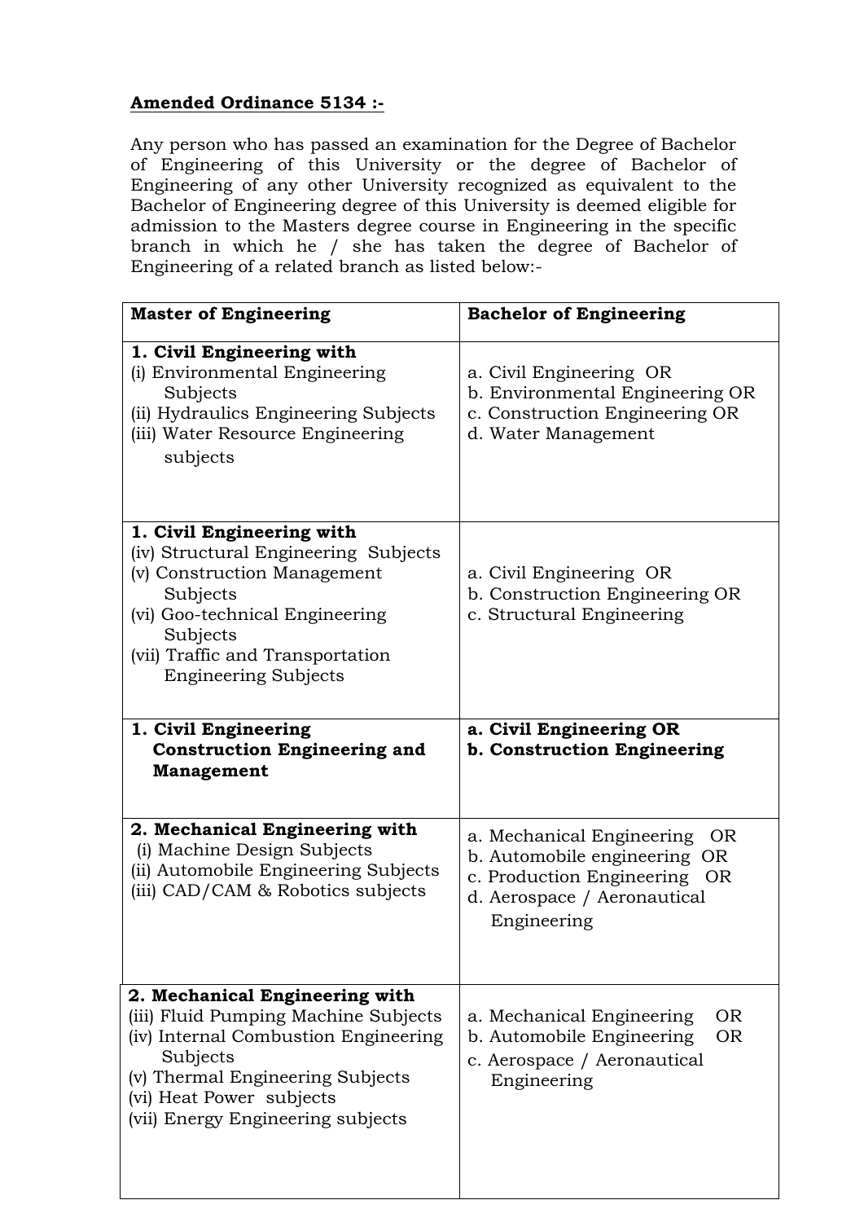**Amended Ordinance 5134 :-**

Any person who has passed an examination for the Degree of Bachelor of Engineering of this University or the degree of Bachelor of Engineering of any other University recognized as equivalent to the Bachelor of Engineering degree of this University is deemed eligible for admission to the Masters degree course in Engineering in the specific branch in which he / she has taken the degree of Bachelor of Engineering of a related branch as listed below:-

| **Master of Engineering** | **Bachelor of Engineering** |
|---|---|
| **1. Civil Engineering with**<br>(i) Environmental Engineering Subjects<br>(ii) Hydraulics Engineering Subjects<br>(iii) Water Resource Engineering subjects | a. Civil Engineering OR<br>b. Environmental Engineering OR<br>c. Construction Engineering OR<br>d. Water Management |
| **1. Civil Engineering with**<br>(iv) Structural Engineering Subjects<br>(v) Construction Management Subjects<br>(vi) Goo-technical Engineering Subjects<br>(vii) Traffic and Transportation Engineering Subjects | a. Civil Engineering OR<br>b. Construction Engineering OR<br>c. Structural Engineering |
| **1. Civil Engineering Construction Engineering and Management** | **a. Civil Engineering OR**<br>**b. Construction Engineering** |
| **2. Mechanical Engineering with**<br>(i) Machine Design Subjects<br>(ii) Automobile Engineering Subjects<br>(iii) CAD/CAM & Robotics subjects | a. Mechanical Engineering OR<br>b. Automobile engineering OR<br>c. Production Engineering OR<br>d. Aerospace / Aeronautical Engineering |
| **2. Mechanical Engineering with**<br>(iii) Fluid Pumping Machine Subjects<br>(iv) Internal Combustion Engineering Subjects<br>(v) Thermal Engineering Subjects<br>(vi) Heat Power subjects<br>(vii) Energy Engineering subjects | a. Mechanical Engineering OR<br>b. Automobile Engineering OR<br>c. Aerospace / Aeronautical Engineering |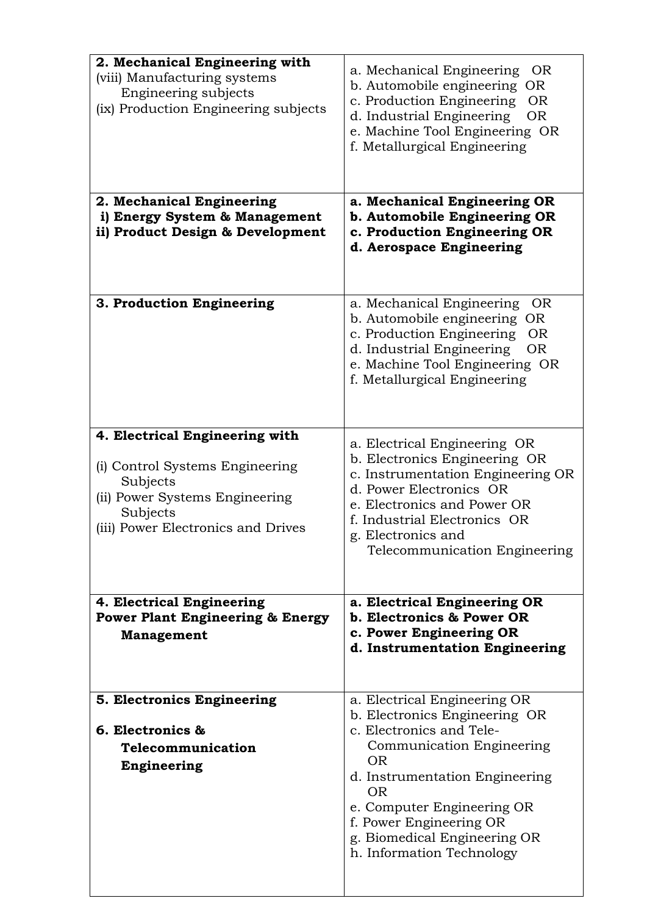| | |
|---|---|
| **2. Mechanical Engineering with**<br>(viii) Manufacturing systems Engineering subjects<br>(ix) Production Engineering subjects | a. Mechanical Engineering OR<br>b. Automobile engineering OR<br>c. Production Engineering OR<br>d. Industrial Engineering OR<br>e. Machine Tool Engineering OR<br>f. Metallurgical Engineering |
| **2. Mechanical Engineering**<br>**i) Energy System & Management**<br>**ii) Product Design & Development** | **a. Mechanical Engineering OR**<br>**b. Automobile Engineering OR**<br>**c. Production Engineering OR**<br>**d. Aerospace Engineering** |
| **3. Production Engineering** | a. Mechanical Engineering OR<br>b. Automobile engineering OR<br>c. Production Engineering OR<br>d. Industrial Engineering OR<br>e. Machine Tool Engineering OR<br>f. Metallurgical Engineering |
| **4. Electrical Engineering with**<br>(i) Control Systems Engineering Subjects<br>(ii) Power Systems Engineering Subjects<br>(iii) Power Electronics and Drives | a. Electrical Engineering OR<br>b. Electronics Engineering OR<br>c. Instrumentation Engineering OR<br>d. Power Electronics OR<br>e. Electronics and Power OR<br>f. Industrial Electronics OR<br>g. Electronics and Telecommunication Engineering |
| **4. Electrical Engineering**<br>**Power Plant Engineering & Energy Management** | **a. Electrical Engineering OR**<br>**b. Electronics & Power OR**<br>**c. Power Engineering OR**<br>**d. Instrumentation Engineering** |
| **5. Electronics Engineering**<br>**6. Electronics & Telecommunication Engineering** | a. Electrical Engineering OR<br>b. Electronics Engineering OR<br>c. Electronics and Tele-Communication Engineering OR<br>d. Instrumentation Engineering OR<br>e. Computer Engineering OR<br>f. Power Engineering OR<br>g. Biomedical Engineering OR<br>h. Information Technology |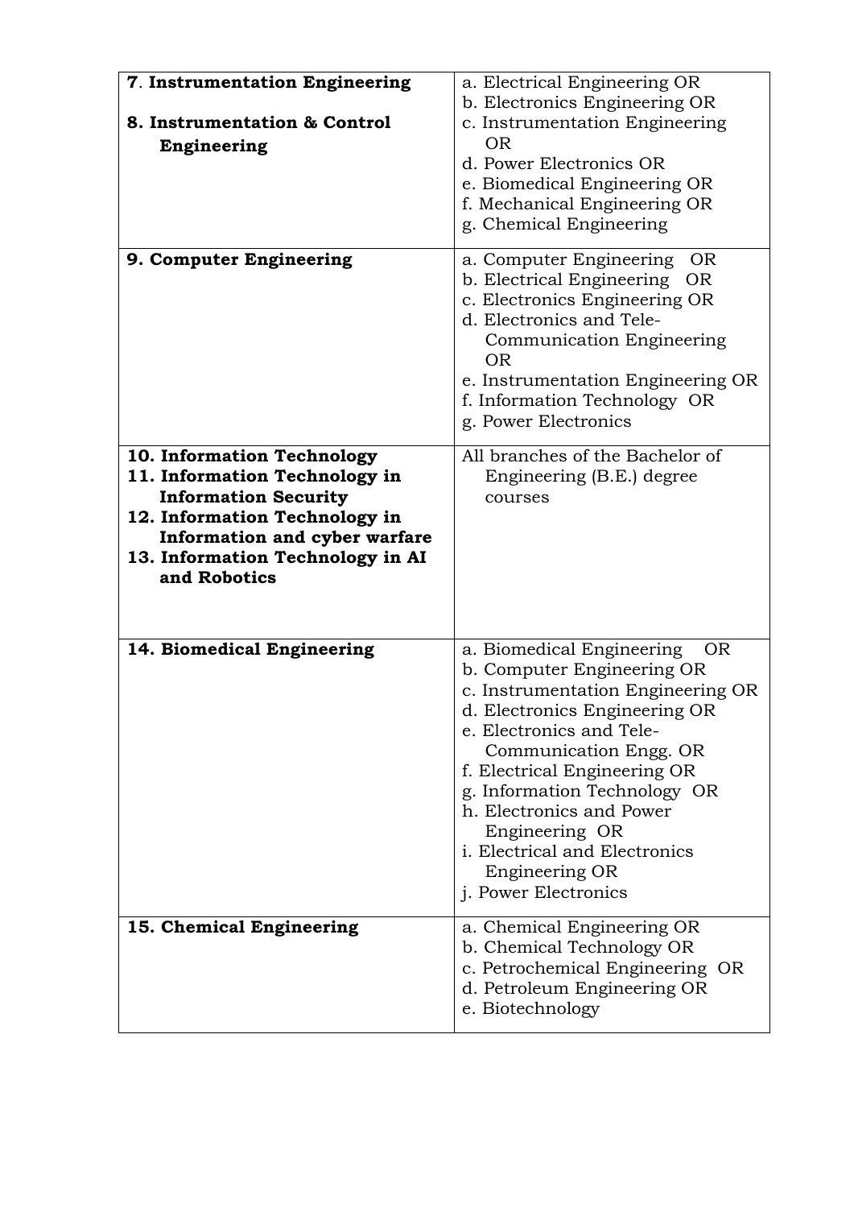| | |
|---|---|
| **7. Instrumentation Engineering**<br><br>**8. Instrumentation & Control Engineering** | a. Electrical Engineering OR<br>b. Electronics Engineering OR<br>c. Instrumentation Engineering OR<br>d. Power Electronics OR<br>e. Biomedical Engineering OR<br>f. Mechanical Engineering OR<br>g. Chemical Engineering |
| **9. Computer Engineering** | a. Computer Engineering OR<br>b. Electrical Engineering OR<br>c. Electronics Engineering OR<br>d. Electronics and Tele-Communication Engineering OR<br>e. Instrumentation Engineering OR<br>f. Information Technology OR<br>g. Power Electronics |
| **10. Information Technology**<br>**11. Information Technology in Information Security**<br>**12. Information Technology in Information and cyber warfare**<br>**13. Information Technology in AI and Robotics** | All branches of the Bachelor of Engineering (B.E.) degree courses |
| **14. Biomedical Engineering** | a. Biomedical Engineering OR<br>b. Computer Engineering OR<br>c. Instrumentation Engineering OR<br>d. Electronics Engineering OR<br>e. Electronics and Tele-Communication Engg. OR<br>f. Electrical Engineering OR<br>g. Information Technology OR<br>h. Electronics and Power Engineering OR<br>i. Electrical and Electronics Engineering OR<br>j. Power Electronics |
| **15. Chemical Engineering** | a. Chemical Engineering OR<br>b. Chemical Technology OR<br>c. Petrochemical Engineering OR<br>d. Petroleum Engineering OR<br>e. Biotechnology |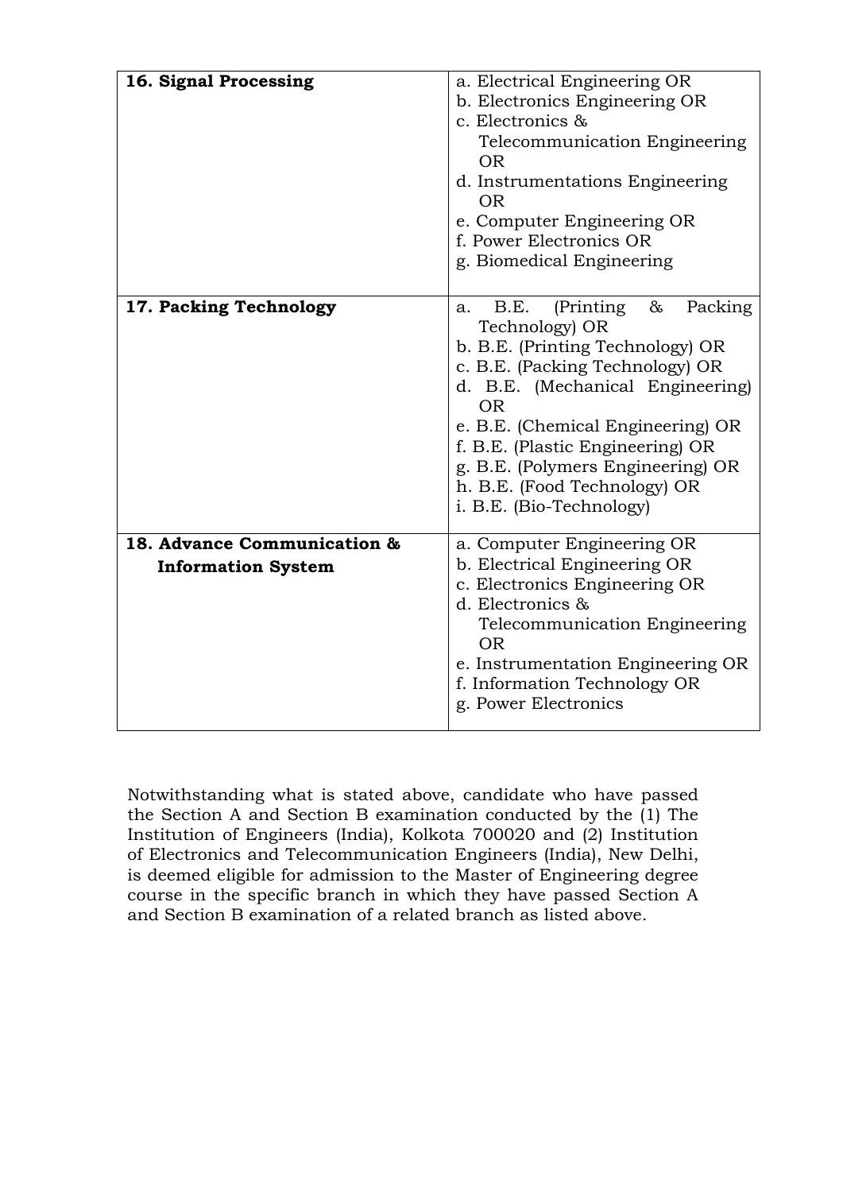| | |
|---|---|
| **16. Signal Processing** | a. Electrical Engineering OR<br>b. Electronics Engineering OR<br>c. Electronics & Telecommunication Engineering OR<br>d. Instrumentations Engineering OR<br>e. Computer Engineering OR<br>f. Power Electronics OR<br>g. Biomedical Engineering |
| **17. Packing Technology** | a. B.E. (Printing & Packing Technology) OR<br>b. B.E. (Printing Technology) OR<br>c. B.E. (Packing Technology) OR<br>d. B.E. (Mechanical Engineering) OR<br>e. B.E. (Chemical Engineering) OR<br>f. B.E. (Plastic Engineering) OR<br>g. B.E. (Polymers Engineering) OR<br>h. B.E. (Food Technology) OR<br>i. B.E. (Bio-Technology) |
| **18. Advance Communication & Information System** | a. Computer Engineering OR<br>b. Electrical Engineering OR<br>c. Electronics Engineering OR<br>d. Electronics & Telecommunication Engineering OR<br>e. Instrumentation Engineering OR<br>f. Information Technology OR<br>g. Power Electronics |

Notwithstanding what is stated above, candidate who have passed the Section A and Section B examination conducted by the (1) The Institution of Engineers (India), Kolkota 700020 and (2) Institution of Electronics and Telecommunication Engineers (India), New Delhi, is deemed eligible for admission to the Master of Engineering degree course in the specific branch in which they have passed Section A and Section B examination of a related branch as listed above.